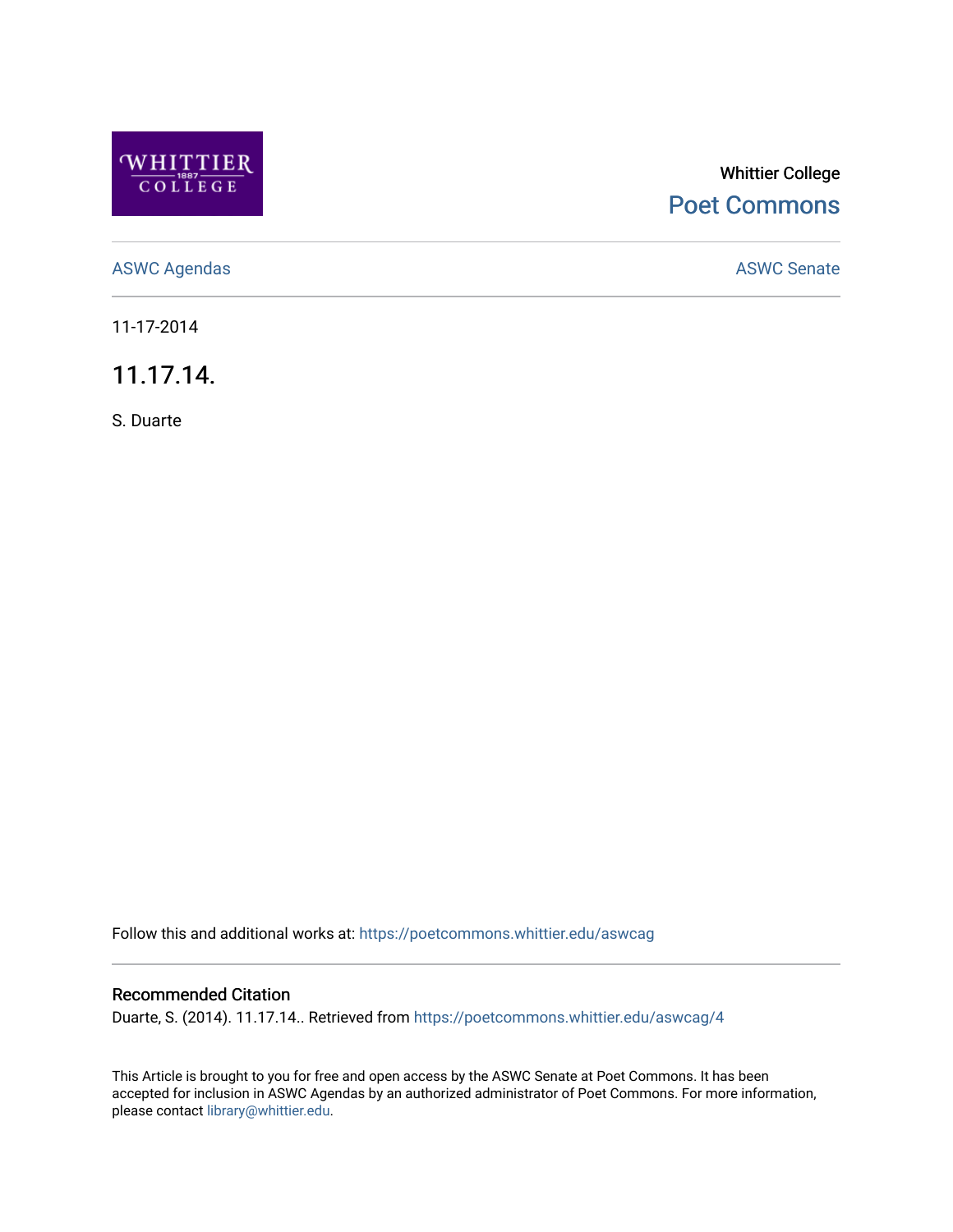Whittier College

Poet Commons

ASWC Agendas

ASWC Senate

11-17-2014

# 11.17.14.

S. Duarte

Follow this and additional works at: https://poetcommons.whittier.edu/aswcag

## Recommended Citation

Duarte, S. (2014). 11.17.14.. Retrieved from https://poetcommons.whittier.edu/aswcag/4

This Article is brought to you for free and open access by the ASWC Senate at Poet Commons. It has been accepted for inclusion in ASWC Agendas by an authorized administrator of Poet Commons. For more information, please contact library@whittier.edu.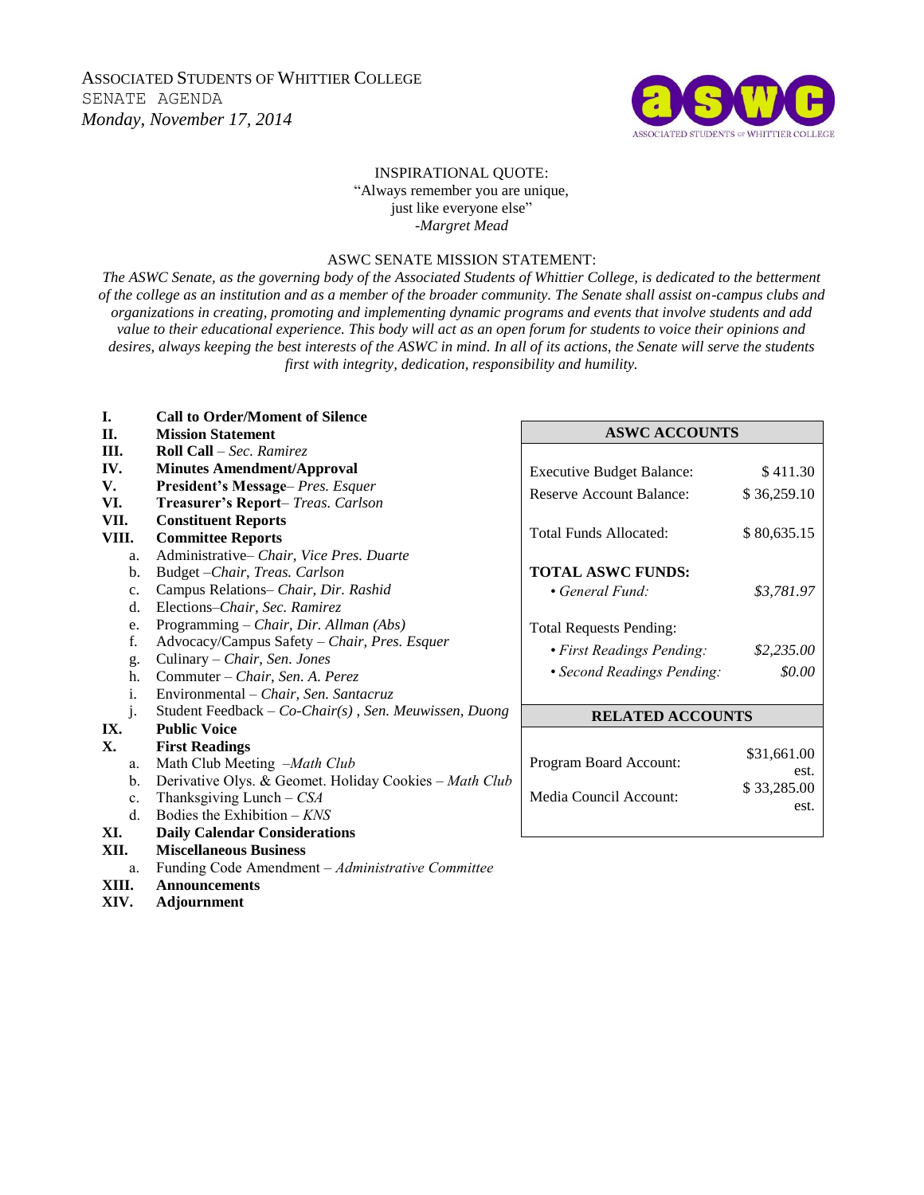ASSOCIATED STUDENTS OF WHITTIER COLLEGE
SENATE AGENDA
*Monday, November 17, 2014*

INSPIRATIONAL QUOTE:
"Always remember you are unique,
just like everyone else"
*-Margret Mead*

ASWC SENATE MISSION STATEMENT:

*The ASWC Senate, as the governing body of the Associated Students of Whittier College, is dedicated to the betterment of the college as an institution and as a member of the broader community. The Senate shall assist on-campus clubs and organizations in creating, promoting and implementing dynamic programs and events that involve students and add value to their educational experience. This body will act as an open forum for students to voice their opinions and desires, always keeping the best interests of the ASWC in mind. In all of its actions, the Senate will serve the students first with integrity, dedication, responsibility and humility.*

- **I. Call to Order/Moment of Silence**
- **II. Mission Statement**
- **III. Roll Call** – *Sec. Ramirez*
- **IV. Minutes Amendment/Approval**
- **V. President's Message**– *Pres. Esquer*
- **VI. Treasurer's Report**– *Treas. Carlson*
- **VII. Constituent Reports**
- **VIII. Committee Reports**
  - a. Administrative– *Chair, Vice Pres. Duarte*
  - b. Budget –*Chair, Treas. Carlson*
  - c. Campus Relations– *Chair, Dir. Rashid*
  - d. Elections–*Chair, Sec. Ramirez*
  - e. Programming – *Chair, Dir. Allman (Abs)*
  - f. Advocacy/Campus Safety – *Chair, Pres. Esquer*
  - g. Culinary – *Chair, Sen. Jones*
  - h. Commuter – *Chair, Sen. A. Perez*
  - i. Environmental – *Chair, Sen. Santacruz*
  - j. Student Feedback – *Co-Chair(s) , Sen. Meuwissen, Duong*
- **IX. Public Voice**
- **X. First Readings**
  - a. Math Club Meeting –*Math Club*
  - b. Derivative Olys. & Geomet. Holiday Cookies – *Math Club*
  - c. Thanksgiving Lunch – *CSA*
  - d. Bodies the Exhibition – *KNS*
- **XI. Daily Calendar Considerations**
- **XII. Miscellaneous Business**
  - a. Funding Code Amendment – *Administrative Committee*
- **XIII. Announcements**
- **XIV. Adjournment**

| **ASWC ACCOUNTS** | |
|---|---|
| Executive Budget Balance: | $ 411.30 |
| Reserve Account Balance: | $ 36,259.10 |
| Total Funds Allocated: | $ 80,635.15 |
| **TOTAL ASWC FUNDS:** | |
| • *General Fund:* | *$3,781.97* |
| Total Requests Pending: | |
| • *First Readings Pending:* | *$2,235.00* |
| • *Second Readings Pending:* | *$0.00* |
| **RELATED ACCOUNTS** | |
| Program Board Account: | $31,661.00 est. |
| Media Council Account: | $ 33,285.00 est. |